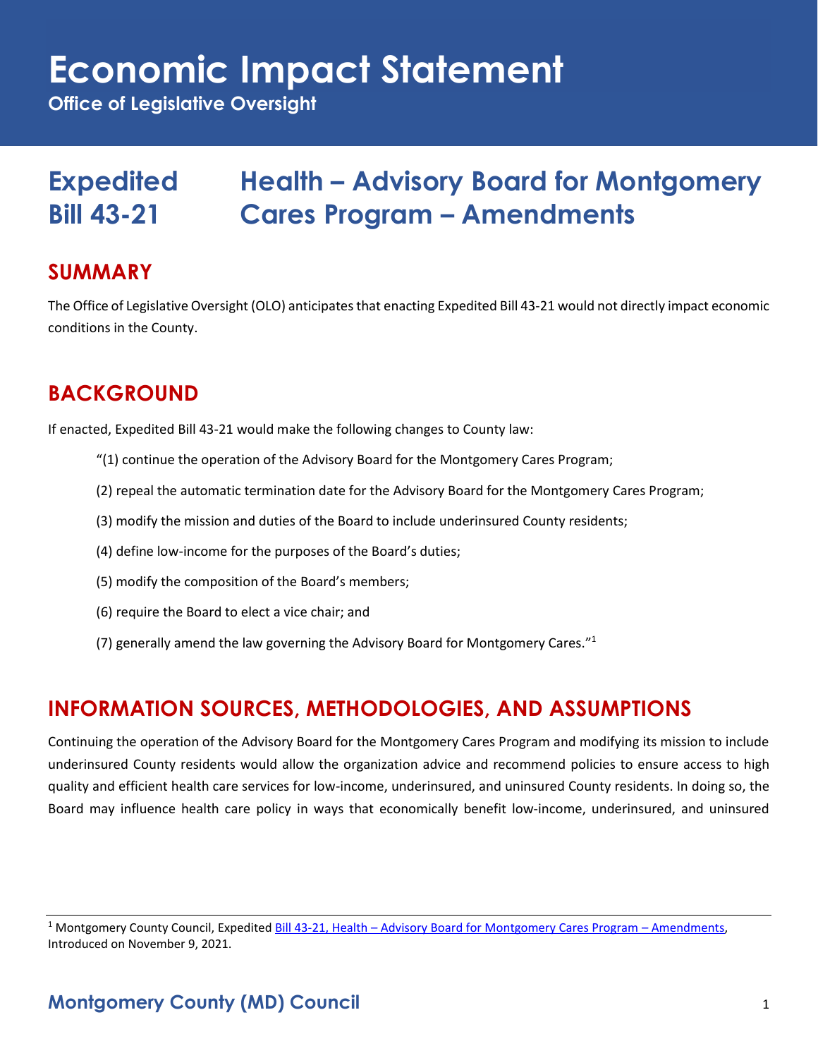# Economic Impact Statement

**Office of Legislative Oversight**

# Expedited Bill 43-21 — Health – Advisory Board for Montgomery Cares Program – Amendments

## SUMMARY

The Office of Legislative Oversight (OLO) anticipates that enacting Expedited Bill 43-21 would not directly impact economic conditions in the County.

## BACKGROUND

If enacted, Expedited Bill 43-21 would make the following changes to County law:

"(1) continue the operation of the Advisory Board for the Montgomery Cares Program;

(2) repeal the automatic termination date for the Advisory Board for the Montgomery Cares Program;

(3) modify the mission and duties of the Board to include underinsured County residents;

(4) define low-income for the purposes of the Board's duties;

(5) modify the composition of the Board's members;

(6) require the Board to elect a vice chair; and

(7) generally amend the law governing the Advisory Board for Montgomery Cares."[1]

## INFORMATION SOURCES, METHODOLOGIES, AND ASSUMPTIONS

Continuing the operation of the Advisory Board for the Montgomery Cares Program and modifying its mission to include underinsured County residents would allow the organization advice and recommend policies to ensure access to high quality and efficient health care services for low-income, underinsured, and uninsured County residents. In doing so, the Board may influence health care policy in ways that economically benefit low-income, underinsured, and uninsured

[1] Montgomery County Council, Expedited Bill 43-21, Health – Advisory Board for Montgomery Cares Program – Amendments, Introduced on November 9, 2021.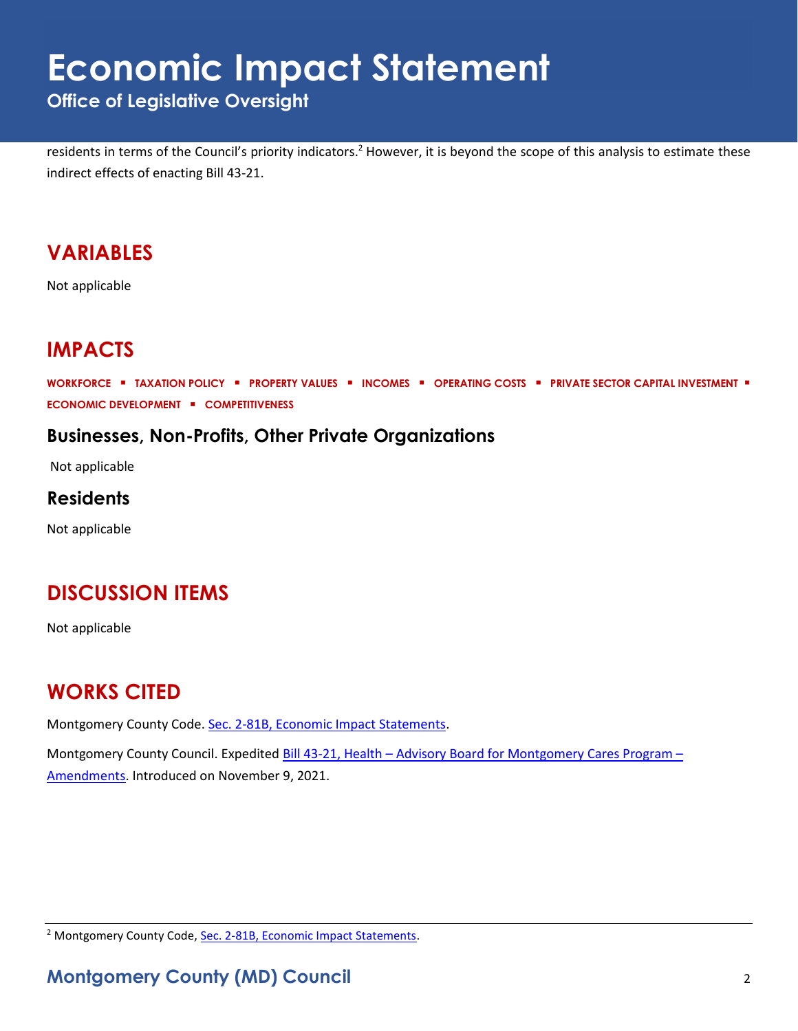residents in terms of the Council's priority indicators.[2] However, it is beyond the scope of this analysis to estimate these indirect effects of enacting Bill 43-21.

## VARIABLES

Not applicable

## IMPACTS

**WORKFORCE ▪ TAXATION POLICY ▪ PROPERTY VALUES ▪ INCOMES ▪ OPERATING COSTS ▪ PRIVATE SECTOR CAPITAL INVESTMENT ▪ ECONOMIC DEVELOPMENT ▪ COMPETITIVENESS**

### Businesses, Non-Profits, Other Private Organizations

Not applicable

### Residents

Not applicable

## DISCUSSION ITEMS

Not applicable

## WORKS CITED

Montgomery County Code. Sec. 2-81B, Economic Impact Statements.

Montgomery County Council. Expedited Bill 43-21, Health – Advisory Board for Montgomery Cares Program – Amendments. Introduced on November 9, 2021.

[2] Montgomery County Code, Sec. 2-81B, Economic Impact Statements.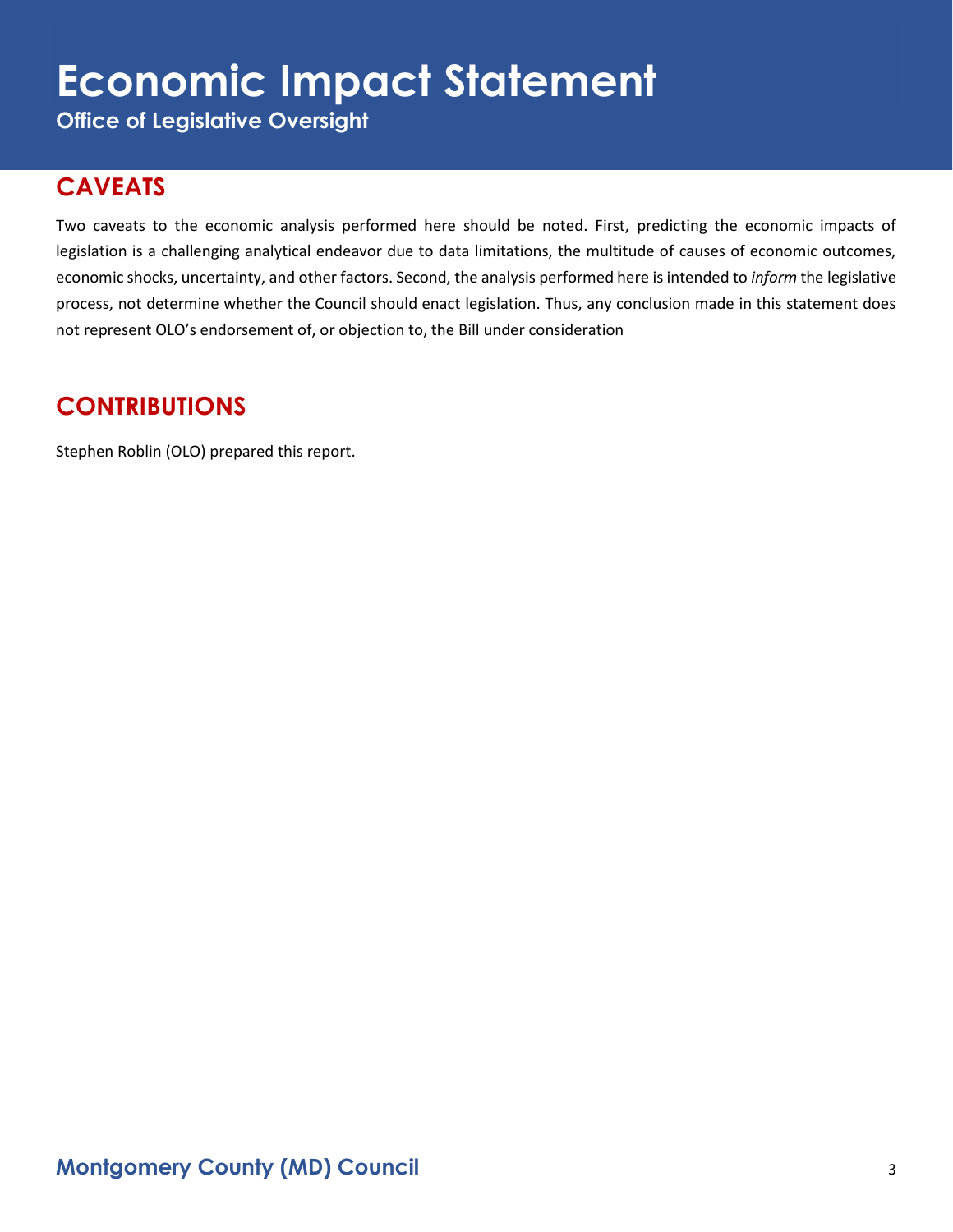## CAVEATS

Two caveats to the economic analysis performed here should be noted. First, predicting the economic impacts of legislation is a challenging analytical endeavor due to data limitations, the multitude of causes of economic outcomes, economic shocks, uncertainty, and other factors. Second, the analysis performed here is intended to *inform* the legislative process, not determine whether the Council should enact legislation. Thus, any conclusion made in this statement does not represent OLO's endorsement of, or objection to, the Bill under consideration

## CONTRIBUTIONS

Stephen Roblin (OLO) prepared this report.